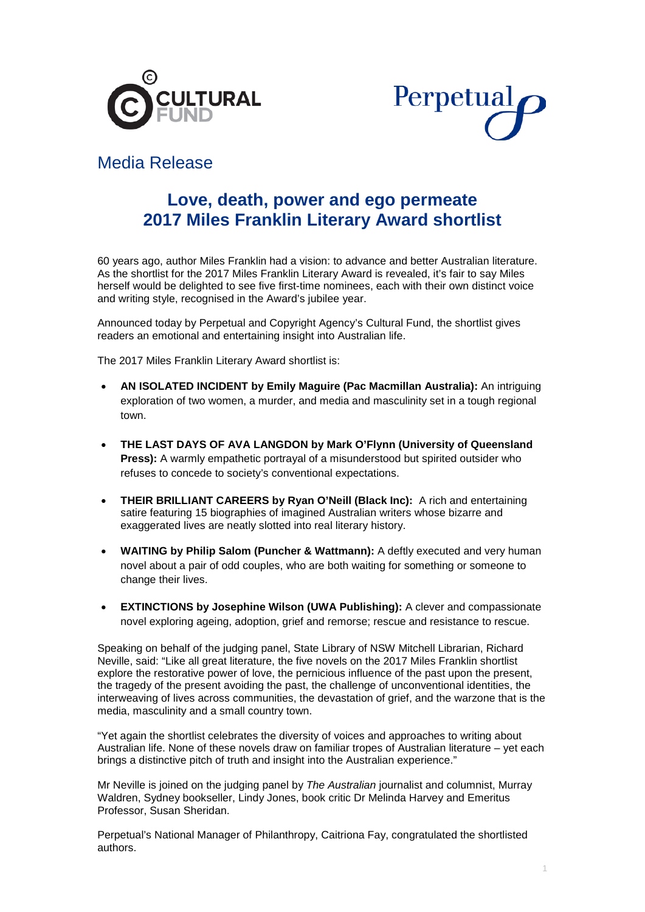Media Release

# Love, death, power and ego permeate 2017 Miles Franklin Literary Award shortlist

60 years ago, author Miles Franklin had a vision: to advance and better Australian literature. As the shortlist for the 2017 Miles Franklin Literary Award is revealed, it's fair to say Miles herself would be delighted to see five first-time nominees, each with their own distinct voice and writing style, recognised in the Award's jubilee year.

Announced today by Perpetual and Copyright Agency's Cultural Fund, the shortlist gives readers an emotional and entertaining insight into Australian life.

The 2017 Miles Franklin Literary Award shortlist is:

- **AN ISOLATED INCIDENT by Emily Maguire (Pac Macmillan Australia):** An intriguing exploration of two women, a murder, and media and masculinity set in a tough regional town.
- **THE LAST DAYS OF AVA LANGDON by Mark O'Flynn (University of Queensland Press):** A warmly empathetic portrayal of a misunderstood but spirited outsider who refuses to concede to society's conventional expectations.
- **THEIR BRILLIANT CAREERS by Ryan O'Neill (Black Inc):** A rich and entertaining satire featuring 15 biographies of imagined Australian writers whose bizarre and exaggerated lives are neatly slotted into real literary history.
- **WAITING by Philip Salom (Puncher & Wattmann):** A deftly executed and very human novel about a pair of odd couples, who are both waiting for something or someone to change their lives.
- **EXTINCTIONS by Josephine Wilson (UWA Publishing):** A clever and compassionate novel exploring ageing, adoption, grief and remorse; rescue and resistance to rescue.

Speaking on behalf of the judging panel, State Library of NSW Mitchell Librarian, Richard Neville, said: "Like all great literature, the five novels on the 2017 Miles Franklin shortlist explore the restorative power of love, the pernicious influence of the past upon the present, the tragedy of the present avoiding the past, the challenge of unconventional identities, the interweaving of lives across communities, the devastation of grief, and the warzone that is the media, masculinity and a small country town.

"Yet again the shortlist celebrates the diversity of voices and approaches to writing about Australian life. None of these novels draw on familiar tropes of Australian literature – yet each brings a distinctive pitch of truth and insight into the Australian experience."

Mr Neville is joined on the judging panel by *The Australian* journalist and columnist, Murray Waldren, Sydney bookseller, Lindy Jones, book critic Dr Melinda Harvey and Emeritus Professor, Susan Sheridan.

Perpetual's National Manager of Philanthropy, Caitriona Fay, congratulated the shortlisted authors.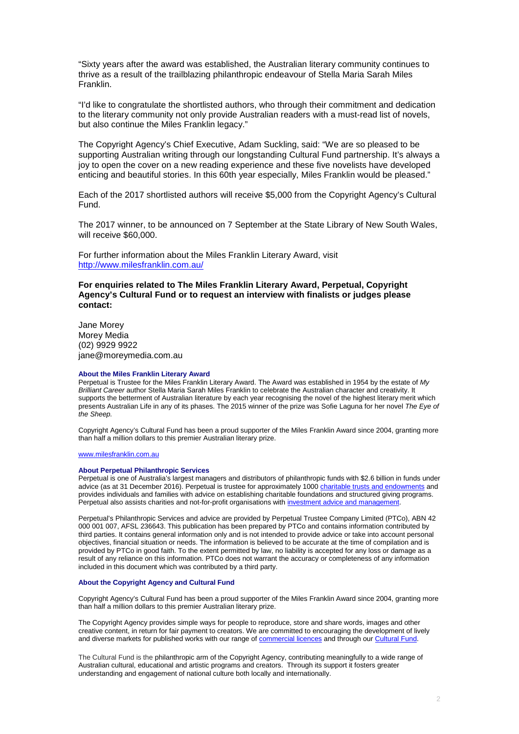"Sixty years after the award was established, the Australian literary community continues to thrive as a result of the trailblazing philanthropic endeavour of Stella Maria Sarah Miles Franklin.

"I'd like to congratulate the shortlisted authors, who through their commitment and dedication to the literary community not only provide Australian readers with a must-read list of novels, but also continue the Miles Franklin legacy."

The Copyright Agency's Chief Executive, Adam Suckling, said: "We are so pleased to be supporting Australian writing through our longstanding Cultural Fund partnership. It's always a joy to open the cover on a new reading experience and these five novelists have developed enticing and beautiful stories. In this 60th year especially, Miles Franklin would be pleased."

Each of the 2017 shortlisted authors will receive $5,000 from the Copyright Agency's Cultural Fund.

The 2017 winner, to be announced on 7 September at the State Library of New South Wales, will receive $60,000.

For further information about the Miles Franklin Literary Award, visit [http://www.milesfranklin.com.au/](http://www.milesfranklin.com.au/)

**For enquiries related to The Miles Franklin Literary Award, Perpetual, Copyright Agency's Cultural Fund or to request an interview with finalists or judges please contact:**

Jane Morey
Morey Media
(02) 9929 9922
jane@moreymedia.com.au

**About the Miles Franklin Literary Award**

Perpetual is Trustee for the Miles Franklin Literary Award. The Award was established in 1954 by the estate of *My Brilliant Career* author Stella Maria Sarah Miles Franklin to celebrate the Australian character and creativity. It supports the betterment of Australian literature by each year recognising the novel of the highest literary merit which presents Australian Life in any of its phases. The 2015 winner of the prize was Sofie Laguna for her novel *The Eye of the Sheep.*

Copyright Agency's Cultural Fund has been a proud supporter of the Miles Franklin Award since 2004, granting more than half a million dollars to this premier Australian literary prize.

[www.milesfranklin.com.au](www.milesfranklin.com.au)

**About Perpetual Philanthropic Services**

Perpetual is one of Australia's largest managers and distributors of philanthropic funds with $2.6 billion in funds under advice (as at 31 December 2016). Perpetual is trustee for approximately 1000 charitable trusts and endowments and provides individuals and families with advice on establishing charitable foundations and structured giving programs. Perpetual also assists charities and not-for-profit organisations with investment advice and management.

Perpetual's Philanthropic Services and advice are provided by Perpetual Trustee Company Limited (PTCo), ABN 42 000 001 007, AFSL 236643. This publication has been prepared by PTCo and contains information contributed by third parties. It contains general information only and is not intended to provide advice or take into account personal objectives, financial situation or needs. The information is believed to be accurate at the time of compilation and is provided by PTCo in good faith. To the extent permitted by law, no liability is accepted for any loss or damage as a result of any reliance on this information. PTCo does not warrant the accuracy or completeness of any information included in this document which was contributed by a third party.

**About the Copyright Agency and Cultural Fund**

Copyright Agency's Cultural Fund has been a proud supporter of the Miles Franklin Award since 2004, granting more than half a million dollars to this premier Australian literary prize.

The Copyright Agency provides simple ways for people to reproduce, store and share words, images and other creative content, in return for fair payment to creators. We are committed to encouraging the development of lively and diverse markets for published works with our range of commercial licences and through our Cultural Fund.

The Cultural Fund is the philanthropic arm of the Copyright Agency, contributing meaningfully to a wide range of Australian cultural, educational and artistic programs and creators. Through its support it fosters greater understanding and engagement of national culture both locally and internationally.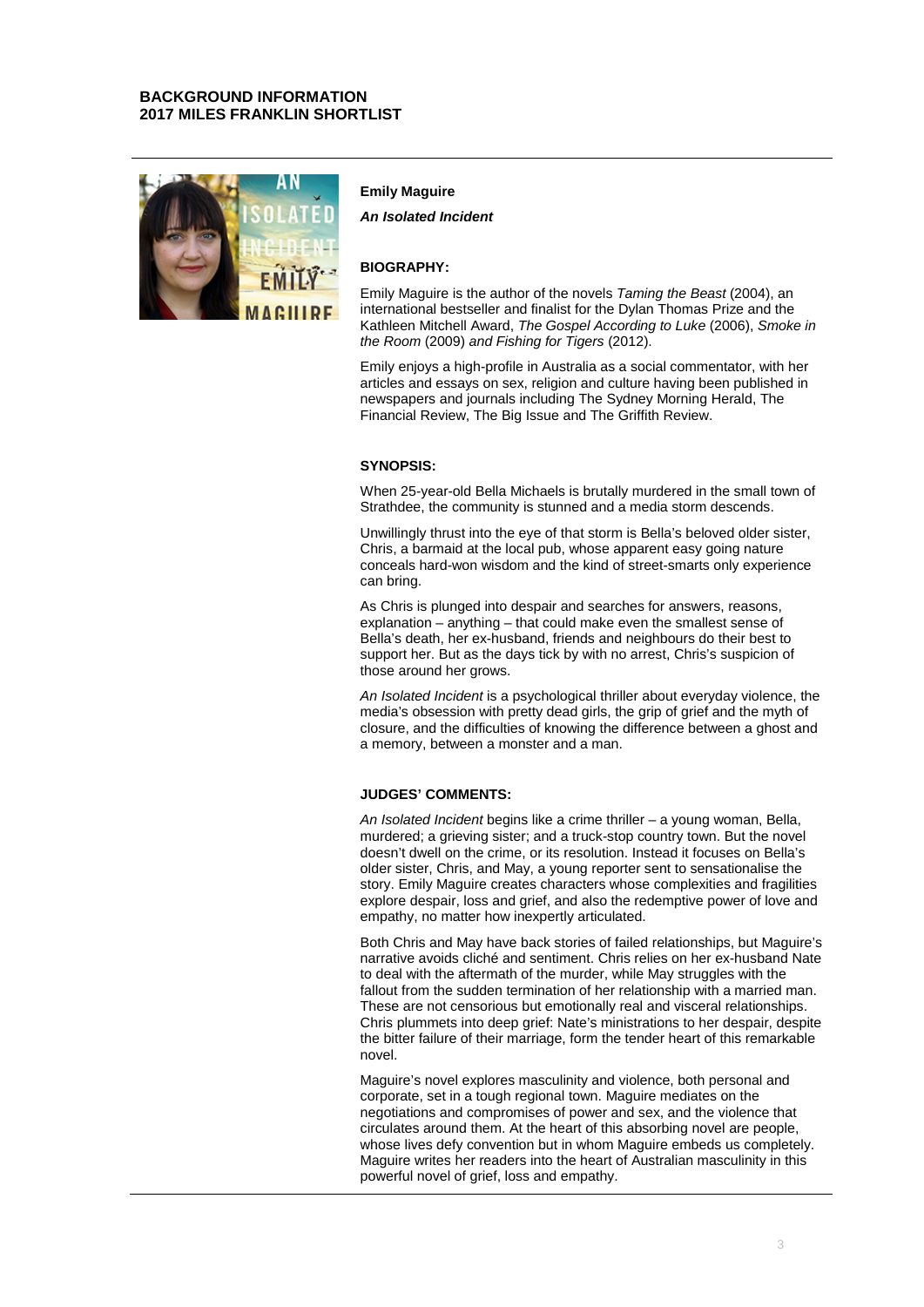**BACKGROUND INFORMATION**
**2017 MILES FRANKLIN SHORTLIST**

**Emily Maguire**

***An Isolated Incident***

**BIOGRAPHY:**

Emily Maguire is the author of the novels *Taming the Beast* (2004), an international bestseller and finalist for the Dylan Thomas Prize and the Kathleen Mitchell Award, *The Gospel According to Luke* (2006), *Smoke in the Room* (2009) *and Fishing for Tigers* (2012).

Emily enjoys a high-profile in Australia as a social commentator, with her articles and essays on sex, religion and culture having been published in newspapers and journals including The Sydney Morning Herald, The Financial Review, The Big Issue and The Griffith Review.

**SYNOPSIS:**

When 25-year-old Bella Michaels is brutally murdered in the small town of Strathdee, the community is stunned and a media storm descends.

Unwillingly thrust into the eye of that storm is Bella's beloved older sister, Chris, a barmaid at the local pub, whose apparent easy going nature conceals hard-won wisdom and the kind of street-smarts only experience can bring.

As Chris is plunged into despair and searches for answers, reasons, explanation – anything – that could make even the smallest sense of Bella's death, her ex-husband, friends and neighbours do their best to support her. But as the days tick by with no arrest, Chris's suspicion of those around her grows.

*An Isolated Incident* is a psychological thriller about everyday violence, the media's obsession with pretty dead girls, the grip of grief and the myth of closure, and the difficulties of knowing the difference between a ghost and a memory, between a monster and a man.

**JUDGES' COMMENTS:**

*An Isolated Incident* begins like a crime thriller – a young woman, Bella, murdered; a grieving sister; and a truck-stop country town. But the novel doesn't dwell on the crime, or its resolution. Instead it focuses on Bella's older sister, Chris, and May, a young reporter sent to sensationalise the story. Emily Maguire creates characters whose complexities and fragilities explore despair, loss and grief, and also the redemptive power of love and empathy, no matter how inexpertly articulated.

Both Chris and May have back stories of failed relationships, but Maguire's narrative avoids cliché and sentiment. Chris relies on her ex-husband Nate to deal with the aftermath of the murder, while May struggles with the fallout from the sudden termination of her relationship with a married man. These are not censorious but emotionally real and visceral relationships. Chris plummets into deep grief: Nate's ministrations to her despair, despite the bitter failure of their marriage, form the tender heart of this remarkable novel.

Maguire's novel explores masculinity and violence, both personal and corporate, set in a tough regional town. Maguire mediates on the negotiations and compromises of power and sex, and the violence that circulates around them. At the heart of this absorbing novel are people, whose lives defy convention but in whom Maguire embeds us completely. Maguire writes her readers into the heart of Australian masculinity in this powerful novel of grief, loss and empathy.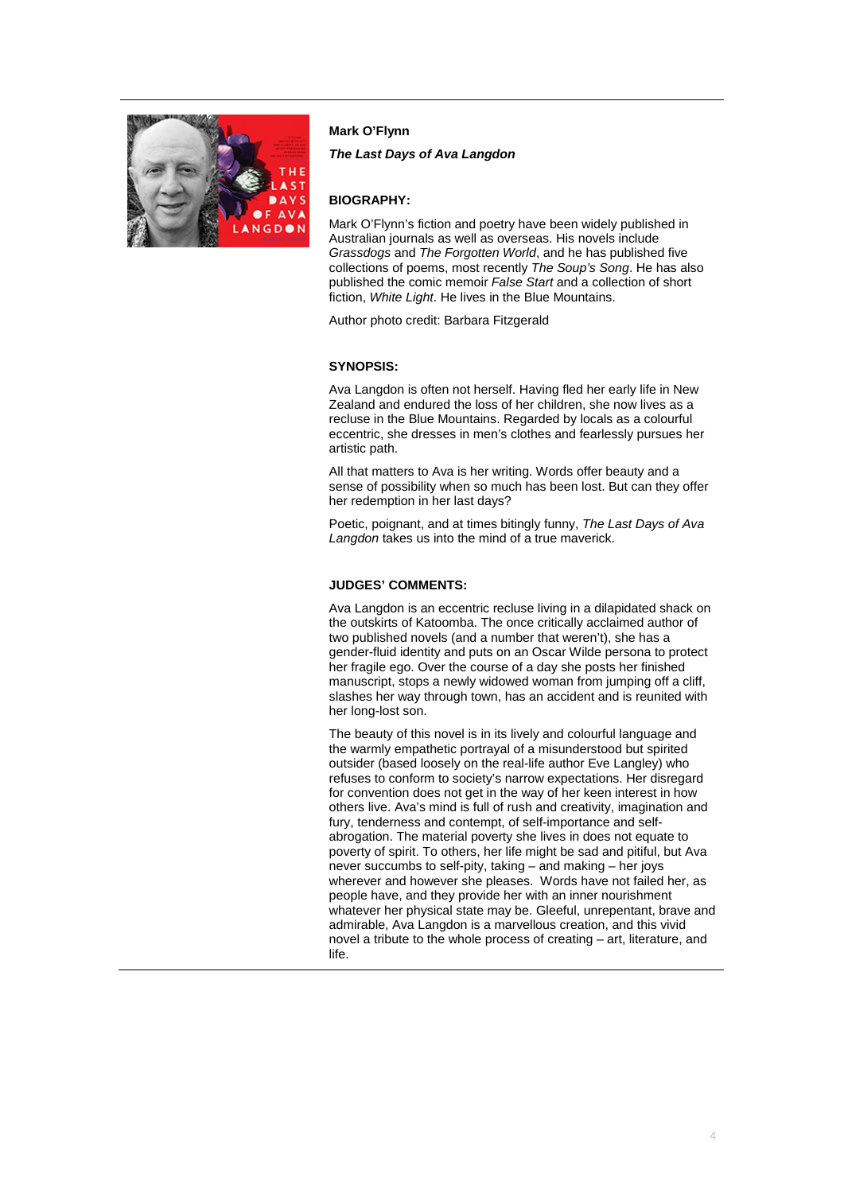**Mark O'Flynn**

***The Last Days of Ava Langdon***

**BIOGRAPHY:**

Mark O'Flynn's fiction and poetry have been widely published in Australian journals as well as overseas. His novels include *Grassdogs* and *The Forgotten World*, and he has published five collections of poems, most recently *The Soup's Song*. He has also published the comic memoir *False Start* and a collection of short fiction, *White Light*. He lives in the Blue Mountains.

Author photo credit: Barbara Fitzgerald

**SYNOPSIS:**

Ava Langdon is often not herself. Having fled her early life in New Zealand and endured the loss of her children, she now lives as a recluse in the Blue Mountains. Regarded by locals as a colourful eccentric, she dresses in men's clothes and fearlessly pursues her artistic path.

All that matters to Ava is her writing. Words offer beauty and a sense of possibility when so much has been lost. But can they offer her redemption in her last days?

Poetic, poignant, and at times bitingly funny, *The Last Days of Ava Langdon* takes us into the mind of a true maverick.

**JUDGES' COMMENTS:**

Ava Langdon is an eccentric recluse living in a dilapidated shack on the outskirts of Katoomba. The once critically acclaimed author of two published novels (and a number that weren't), she has a gender-fluid identity and puts on an Oscar Wilde persona to protect her fragile ego. Over the course of a day she posts her finished manuscript, stops a newly widowed woman from jumping off a cliff, slashes her way through town, has an accident and is reunited with her long-lost son.

The beauty of this novel is in its lively and colourful language and the warmly empathetic portrayal of a misunderstood but spirited outsider (based loosely on the real-life author Eve Langley) who refuses to conform to society's narrow expectations. Her disregard for convention does not get in the way of her keen interest in how others live. Ava's mind is full of rush and creativity, imagination and fury, tenderness and contempt, of self-importance and self-abrogation. The material poverty she lives in does not equate to poverty of spirit. To others, her life might be sad and pitiful, but Ava never succumbs to self-pity, taking – and making – her joys wherever and however she pleases. Words have not failed her, as people have, and they provide her with an inner nourishment whatever her physical state may be. Gleeful, unrepentant, brave and admirable, Ava Langdon is a marvellous creation, and this vivid novel a tribute to the whole process of creating – art, literature, and life.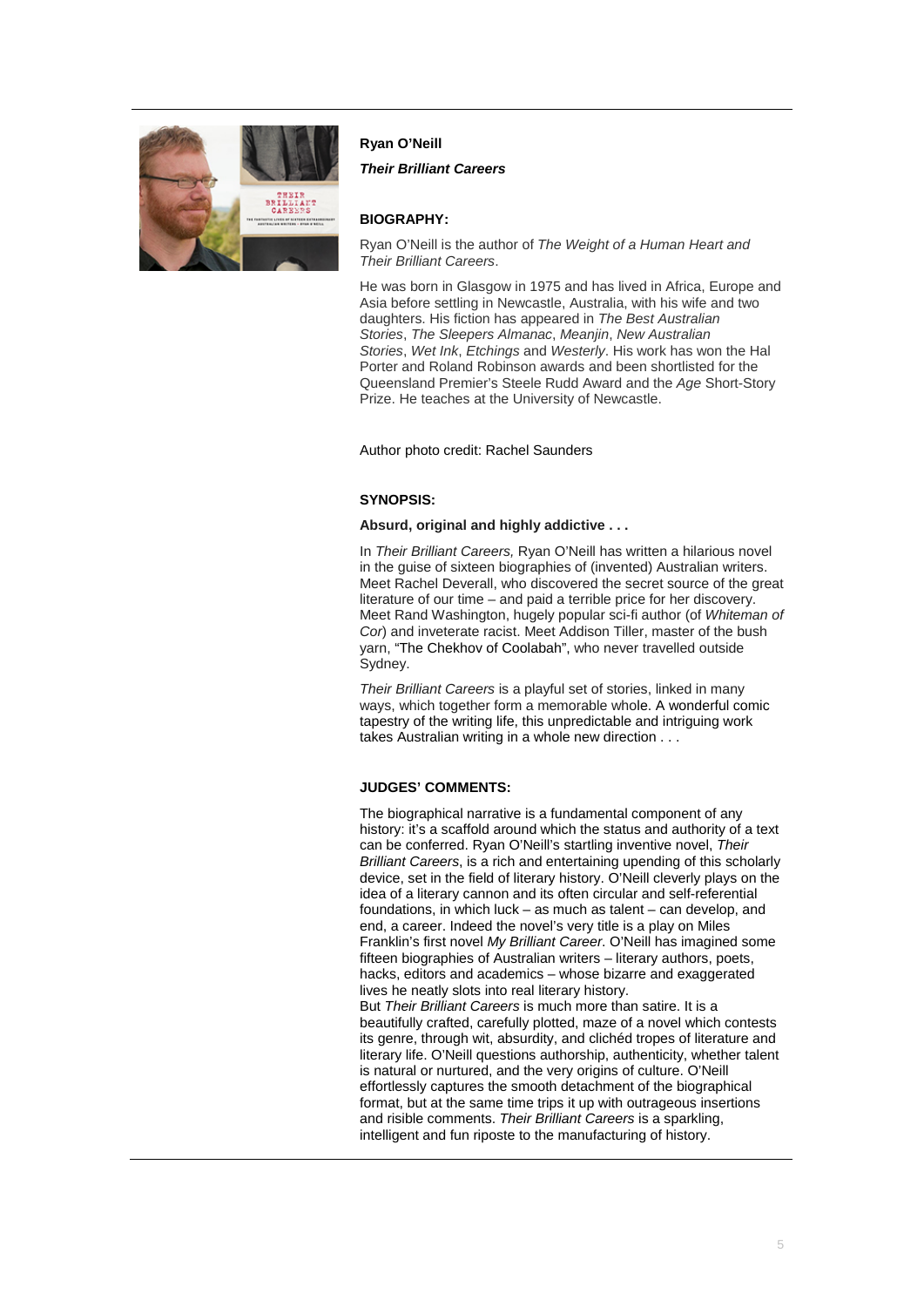**Ryan O'Neill**

***Their Brilliant Careers***

**BIOGRAPHY:**

Ryan O'Neill is the author of *The Weight of a Human Heart and Their Brilliant Careers*.

He was born in Glasgow in 1975 and has lived in Africa, Europe and Asia before settling in Newcastle, Australia, with his wife and two daughters. His fiction has appeared in *The Best Australian Stories*, *The Sleepers Almanac*, *Meanjin*, *New Australian Stories*, *Wet Ink*, *Etchings* and *Westerly*. His work has won the Hal Porter and Roland Robinson awards and been shortlisted for the Queensland Premier's Steele Rudd Award and the *Age* Short-Story Prize. He teaches at the University of Newcastle.

Author photo credit: Rachel Saunders

**SYNOPSIS:**

**Absurd, original and highly addictive . . .**

In *Their Brilliant Careers,* Ryan O'Neill has written a hilarious novel in the guise of sixteen biographies of (invented) Australian writers. Meet Rachel Deverall, who discovered the secret source of the great literature of our time – and paid a terrible price for her discovery. Meet Rand Washington, hugely popular sci-fi author (of *Whiteman of Cor*) and inveterate racist. Meet Addison Tiller, master of the bush yarn, "The Chekhov of Coolabah", who never travelled outside Sydney.

*Their Brilliant Careers* is a playful set of stories, linked in many ways, which together form a memorable whole. A wonderful comic tapestry of the writing life, this unpredictable and intriguing work takes Australian writing in a whole new direction . . .

**JUDGES' COMMENTS:**

The biographical narrative is a fundamental component of any history: it's a scaffold around which the status and authority of a text can be conferred. Ryan O'Neill's startling inventive novel, *Their Brilliant Careers*, is a rich and entertaining upending of this scholarly device, set in the field of literary history. O'Neill cleverly plays on the idea of a literary cannon and its often circular and self-referential foundations, in which luck – as much as talent – can develop, and end, a career. Indeed the novel's very title is a play on Miles Franklin's first novel *My Brilliant Career*. O'Neill has imagined some fifteen biographies of Australian writers – literary authors, poets, hacks, editors and academics – whose bizarre and exaggerated lives he neatly slots into real literary history.

But *Their Brilliant Careers* is much more than satire. It is a beautifully crafted, carefully plotted, maze of a novel which contests its genre, through wit, absurdity, and clichéd tropes of literature and literary life. O'Neill questions authorship, authenticity, whether talent is natural or nurtured, and the very origins of culture. O'Neill effortlessly captures the smooth detachment of the biographical format, but at the same time trips it up with outrageous insertions and risible comments. *Their Brilliant Careers* is a sparkling, intelligent and fun riposte to the manufacturing of history.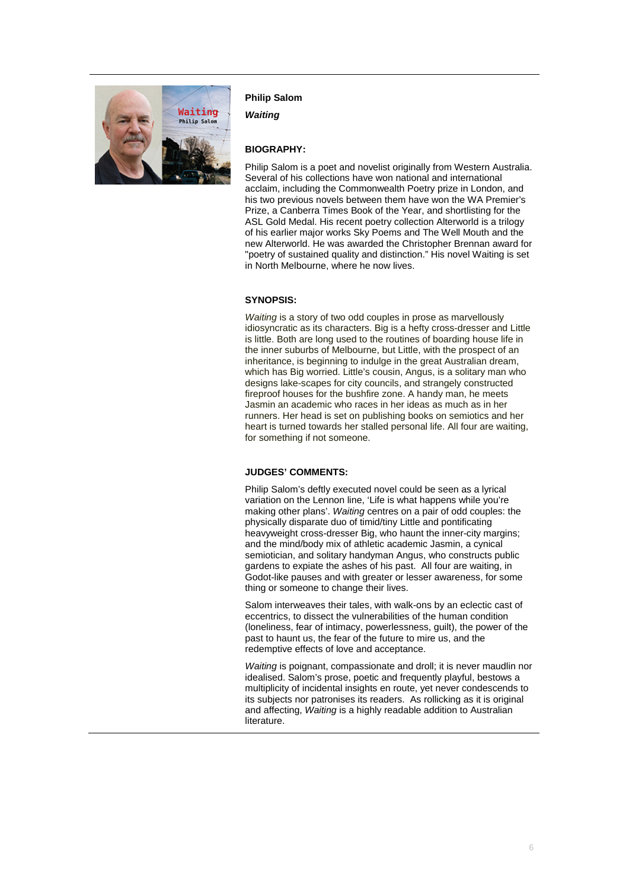**Philip Salom**

***Waiting***

**BIOGRAPHY:**

Philip Salom is a poet and novelist originally from Western Australia. Several of his collections have won national and international acclaim, including the Commonwealth Poetry prize in London, and his two previous novels between them have won the WA Premier's Prize, a Canberra Times Book of the Year, and shortlisting for the ASL Gold Medal. His recent poetry collection Alterworld is a trilogy of his earlier major works Sky Poems and The Well Mouth and the new Alterworld. He was awarded the Christopher Brennan award for "poetry of sustained quality and distinction." His novel Waiting is set in North Melbourne, where he now lives.

**SYNOPSIS:**

*Waiting* is a story of two odd couples in prose as marvellously idiosyncratic as its characters. Big is a hefty cross-dresser and Little is little. Both are long used to the routines of boarding house life in the inner suburbs of Melbourne, but Little, with the prospect of an inheritance, is beginning to indulge in the great Australian dream, which has Big worried. Little's cousin, Angus, is a solitary man who designs lake-scapes for city councils, and strangely constructed fireproof houses for the bushfire zone. A handy man, he meets Jasmin an academic who races in her ideas as much as in her runners. Her head is set on publishing books on semiotics and her heart is turned towards her stalled personal life. All four are waiting, for something if not someone.

**JUDGES' COMMENTS:**

Philip Salom's deftly executed novel could be seen as a lyrical variation on the Lennon line, 'Life is what happens while you're making other plans'. *Waiting* centres on a pair of odd couples: the physically disparate duo of timid/tiny Little and pontificating heavyweight cross-dresser Big, who haunt the inner-city margins; and the mind/body mix of athletic academic Jasmin, a cynical semiotician, and solitary handyman Angus, who constructs public gardens to expiate the ashes of his past. All four are waiting, in Godot-like pauses and with greater or lesser awareness, for some thing or someone to change their lives.

Salom interweaves their tales, with walk-ons by an eclectic cast of eccentrics, to dissect the vulnerabilities of the human condition (loneliness, fear of intimacy, powerlessness, guilt), the power of the past to haunt us, the fear of the future to mire us, and the redemptive effects of love and acceptance.

*Waiting* is poignant, compassionate and droll; it is never maudlin nor idealised. Salom's prose, poetic and frequently playful, bestows a multiplicity of incidental insights en route, yet never condescends to its subjects nor patronises its readers. As rollicking as it is original and affecting, *Waiting* is a highly readable addition to Australian literature.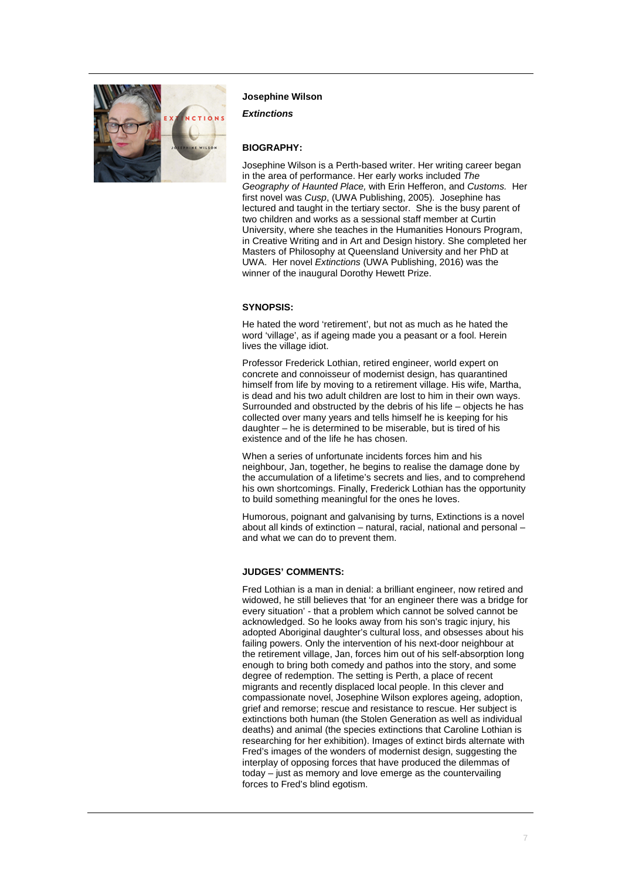**Josephine Wilson**

***Extinctions***

**BIOGRAPHY:**

Josephine Wilson is a Perth-based writer. Her writing career began in the area of performance. Her early works included *The Geography of Haunted Place,* with Erin Hefferon, and *Customs.* Her first novel was *Cusp*, (UWA Publishing, 2005). Josephine has lectured and taught in the tertiary sector. She is the busy parent of two children and works as a sessional staff member at Curtin University, where she teaches in the Humanities Honours Program, in Creative Writing and in Art and Design history. She completed her Masters of Philosophy at Queensland University and her PhD at UWA. Her novel *Extinctions* (UWA Publishing, 2016) was the winner of the inaugural Dorothy Hewett Prize.

**SYNOPSIS:**

He hated the word 'retirement', but not as much as he hated the word 'village', as if ageing made you a peasant or a fool. Herein lives the village idiot.

Professor Frederick Lothian, retired engineer, world expert on concrete and connoisseur of modernist design, has quarantined himself from life by moving to a retirement village. His wife, Martha, is dead and his two adult children are lost to him in their own ways. Surrounded and obstructed by the debris of his life – objects he has collected over many years and tells himself he is keeping for his daughter – he is determined to be miserable, but is tired of his existence and of the life he has chosen.

When a series of unfortunate incidents forces him and his neighbour, Jan, together, he begins to realise the damage done by the accumulation of a lifetime's secrets and lies, and to comprehend his own shortcomings. Finally, Frederick Lothian has the opportunity to build something meaningful for the ones he loves.

Humorous, poignant and galvanising by turns, Extinctions is a novel about all kinds of extinction – natural, racial, national and personal – and what we can do to prevent them.

**JUDGES' COMMENTS:**

Fred Lothian is a man in denial: a brilliant engineer, now retired and widowed, he still believes that 'for an engineer there was a bridge for every situation' - that a problem which cannot be solved cannot be acknowledged. So he looks away from his son's tragic injury, his adopted Aboriginal daughter's cultural loss, and obsesses about his failing powers. Only the intervention of his next-door neighbour at the retirement village, Jan, forces him out of his self-absorption long enough to bring both comedy and pathos into the story, and some degree of redemption. The setting is Perth, a place of recent migrants and recently displaced local people. In this clever and compassionate novel, Josephine Wilson explores ageing, adoption, grief and remorse; rescue and resistance to rescue. Her subject is extinctions both human (the Stolen Generation as well as individual deaths) and animal (the species extinctions that Caroline Lothian is researching for her exhibition). Images of extinct birds alternate with Fred's images of the wonders of modernist design, suggesting the interplay of opposing forces that have produced the dilemmas of today – just as memory and love emerge as the countervailing forces to Fred's blind egotism.